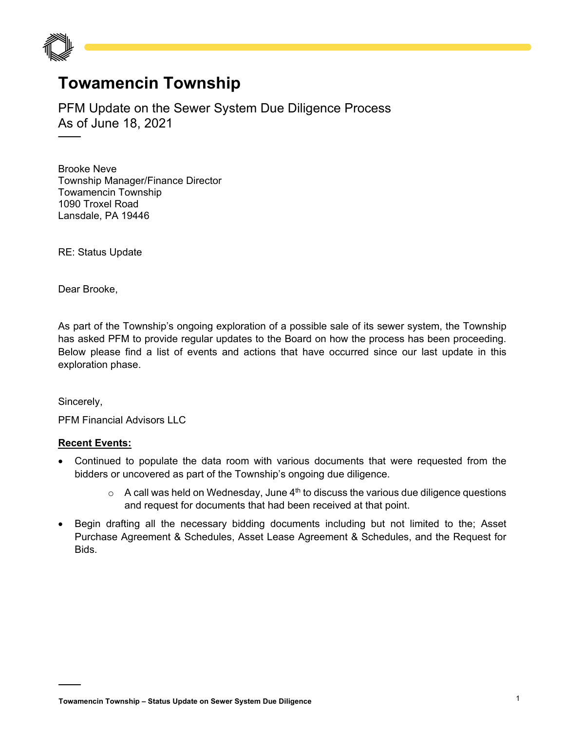# Towamencin Township

PFM Update on the Sewer System Due Diligence Process
As of June 18, 2021

Brooke Neve
Township Manager/Finance Director
Towamencin Township
1090 Troxel Road
Lansdale, PA 19446

RE: Status Update

Dear Brooke,

As part of the Township's ongoing exploration of a possible sale of its sewer system, the Township has asked PFM to provide regular updates to the Board on how the process has been proceeding. Below please find a list of events and actions that have occurred since our last update in this exploration phase.

Sincerely,

PFM Financial Advisors LLC

**Recent Events:**

- Continued to populate the data room with various documents that were requested from the bidders or uncovered as part of the Township's ongoing due diligence.
    - A call was held on Wednesday, June 4th to discuss the various due diligence questions and request for documents that had been received at that point.
- Begin drafting all the necessary bidding documents including but not limited to the; Asset Purchase Agreement & Schedules, Asset Lease Agreement & Schedules, and the Request for Bids.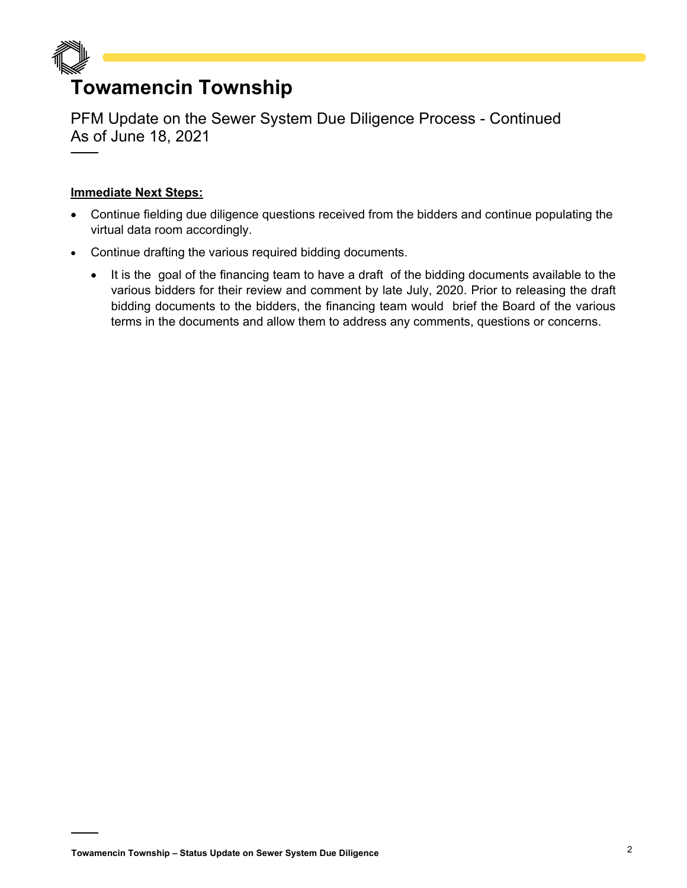# Towamencin Township

PFM Update on the Sewer System Due Diligence Process - Continued
As of June 18, 2021

**Immediate Next Steps:**

- Continue fielding due diligence questions received from the bidders and continue populating the virtual data room accordingly.
- Continue drafting the various required bidding documents.
  - It is the goal of the financing team to have a draft of the bidding documents available to the various bidders for their review and comment by late July, 2020. Prior to releasing the draft bidding documents to the bidders, the financing team would brief the Board of the various terms in the documents and allow them to address any comments, questions or concerns.